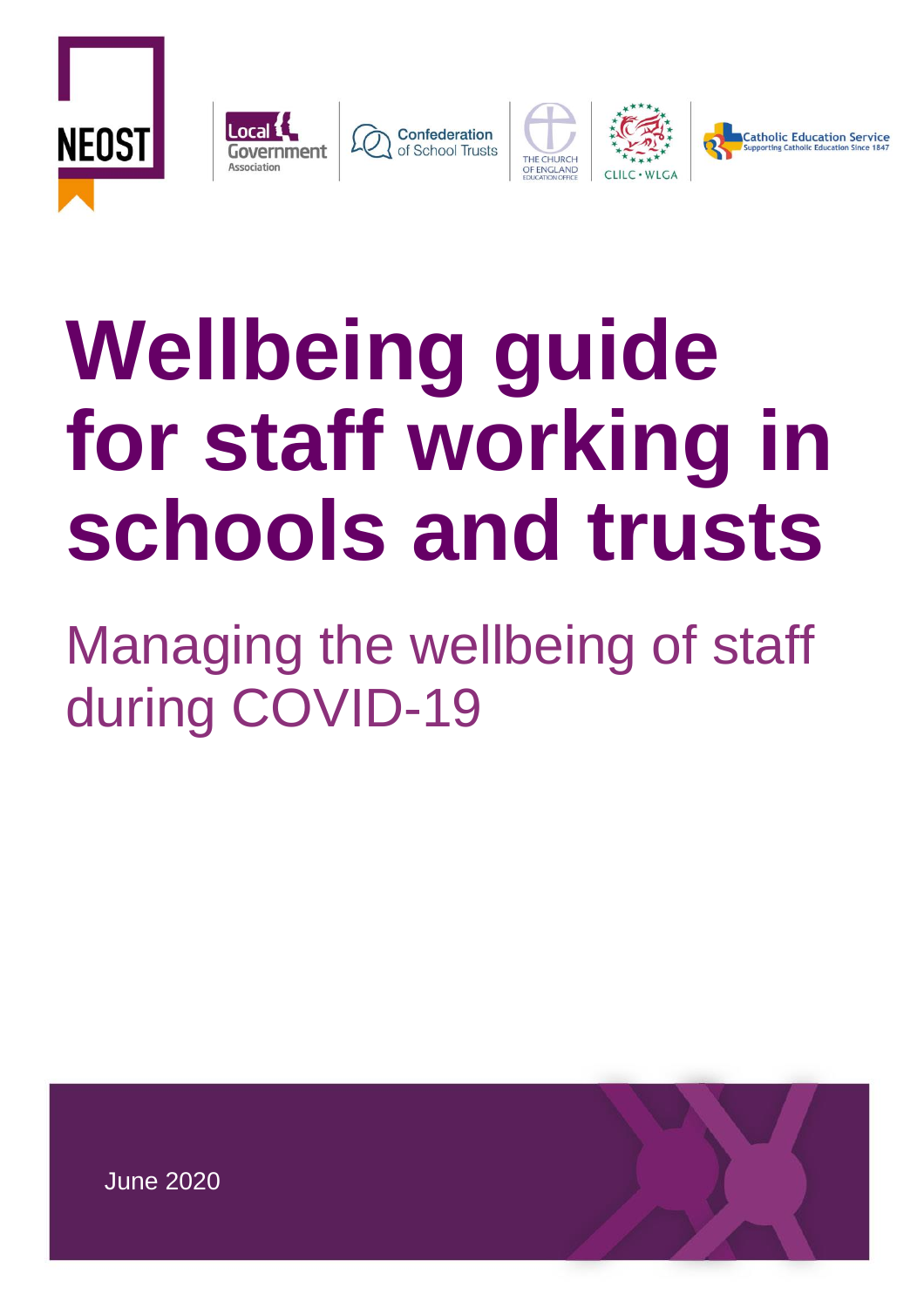NEOST

Local Government Association | Confederation of School Trusts | The Church of England Education Office | CLILC • WLGA | Catholic Education Service – Supporting Catholic Education Since 1847

# Wellbeing guide for staff working in schools and trusts

## Managing the wellbeing of staff during COVID-19

June 2020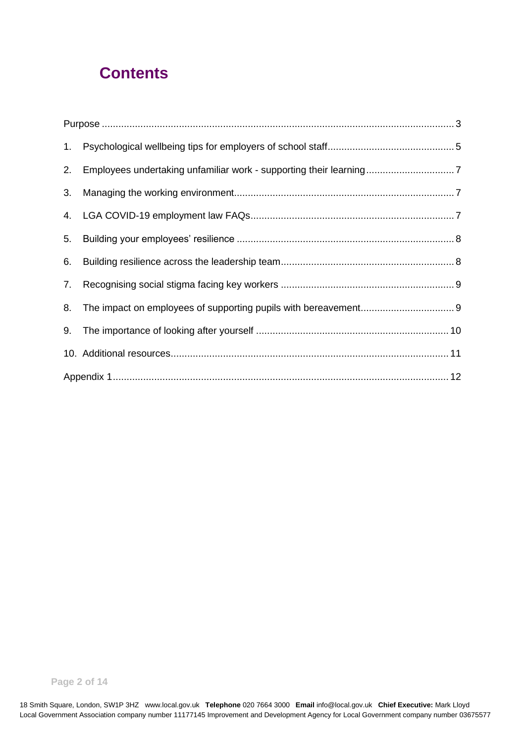# Contents

Purpose ... 3

1. Psychological wellbeing tips for employers of school staff ... 5
2. Employees undertaking unfamiliar work - supporting their learning ... 7
3. Managing the working environment ... 7
4. LGA COVID-19 employment law FAQs ... 7
5. Building your employees' resilience ... 8
6. Building resilience across the leadership team ... 8
7. Recognising social stigma facing key workers ... 9
8. The impact on employees of supporting pupils with bereavement ... 9
9. The importance of looking after yourself ... 10
10. Additional resources ... 11

Appendix 1 ... 12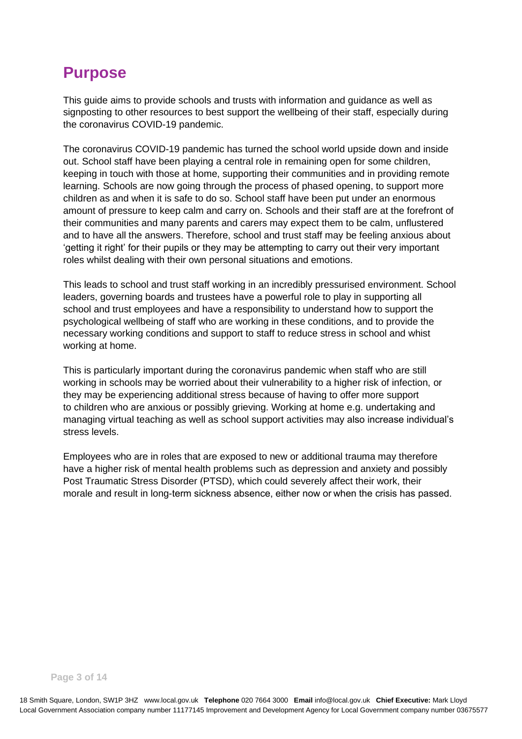# Purpose

This guide aims to provide schools and trusts with information and guidance as well as signposting to other resources to best support the wellbeing of their staff, especially during the coronavirus COVID-19 pandemic.

The coronavirus COVID-19 pandemic has turned the school world upside down and inside out. School staff have been playing a central role in remaining open for some children, keeping in touch with those at home, supporting their communities and in providing remote learning. Schools are now going through the process of phased opening, to support more children as and when it is safe to do so. School staff have been put under an enormous amount of pressure to keep calm and carry on. Schools and their staff are at the forefront of their communities and many parents and carers may expect them to be calm, unflustered and to have all the answers. Therefore, school and trust staff may be feeling anxious about 'getting it right' for their pupils or they may be attempting to carry out their very important roles whilst dealing with their own personal situations and emotions.

This leads to school and trust staff working in an incredibly pressurised environment. School leaders, governing boards and trustees have a powerful role to play in supporting all school and trust employees and have a responsibility to understand how to support the psychological wellbeing of staff who are working in these conditions, and to provide the necessary working conditions and support to staff to reduce stress in school and whist working at home.

This is particularly important during the coronavirus pandemic when staff who are still working in schools may be worried about their vulnerability to a higher risk of infection, or they may be experiencing additional stress because of having to offer more support to children who are anxious or possibly grieving. Working at home e.g. undertaking and managing virtual teaching as well as school support activities may also increase individual's stress levels.

Employees who are in roles that are exposed to new or additional trauma may therefore have a higher risk of mental health problems such as depression and anxiety and possibly Post Traumatic Stress Disorder (PTSD), which could severely affect their work, their morale and result in long-term sickness absence, either now or when the crisis has passed.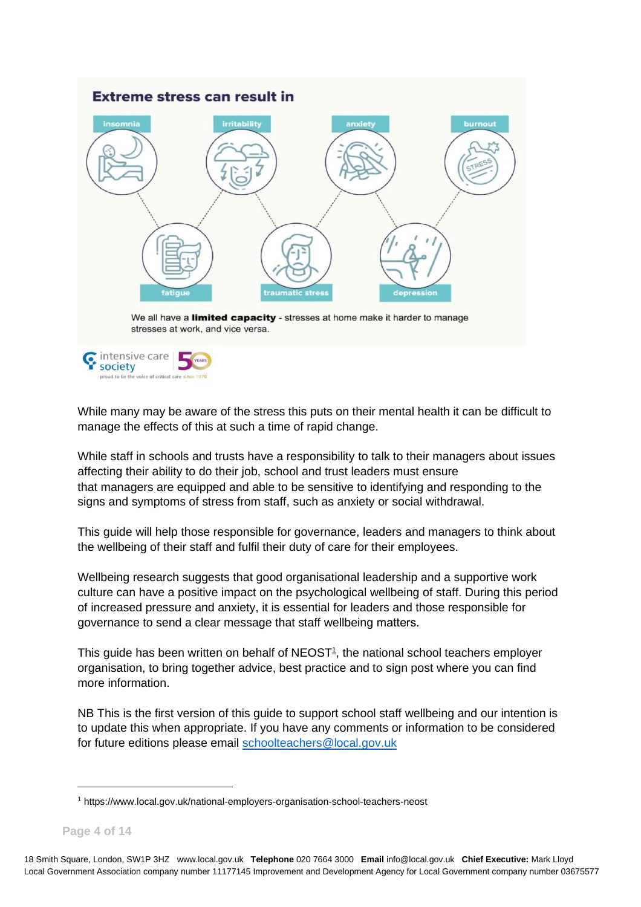## Extreme stress can result in

insomnia, irritability, anxiety, burnout, fatigue, traumatic stress, depression

We all have a **limited capacity** - stresses at home make it harder to manage stresses at work, and vice versa.

intensive care society – proud to be the voice of critical care since 1970

While many may be aware of the stress this puts on their mental health it can be difficult to manage the effects of this at such a time of rapid change.

While staff in schools and trusts have a responsibility to talk to their managers about issues affecting their ability to do their job, school and trust leaders must ensure that managers are equipped and able to be sensitive to identifying and responding to the signs and symptoms of stress from staff, such as anxiety or social withdrawal.

This guide will help those responsible for governance, leaders and managers to think about the wellbeing of their staff and fulfil their duty of care for their employees.

Wellbeing research suggests that good organisational leadership and a supportive work culture can have a positive impact on the psychological wellbeing of staff. During this period of increased pressure and anxiety, it is essential for leaders and those responsible for governance to send a clear message that staff wellbeing matters.

This guide has been written on behalf of NEOST[1], the national school teachers employer organisation, to bring together advice, best practice and to sign post where you can find more information.

NB This is the first version of this guide to support school staff wellbeing and our intention is to update this when appropriate. If you have any comments or information to be considered for future editions please email schoolteachers@local.gov.uk

[1] https://www.local.gov.uk/national-employers-organisation-school-teachers-neost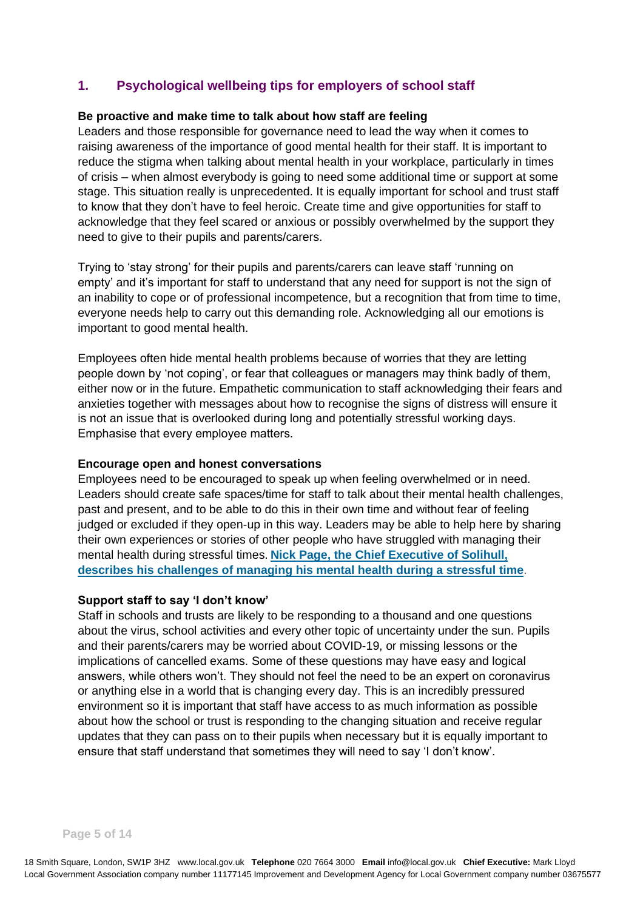## 1. Psychological wellbeing tips for employers of school staff

**Be proactive and make time to talk about how staff are feeling**

Leaders and those responsible for governance need to lead the way when it comes to raising awareness of the importance of good mental health for their staff. It is important to reduce the stigma when talking about mental health in your workplace, particularly in times of crisis – when almost everybody is going to need some additional time or support at some stage. This situation really is unprecedented. It is equally important for school and trust staff to know that they don't have to feel heroic. Create time and give opportunities for staff to acknowledge that they feel scared or anxious or possibly overwhelmed by the support they need to give to their pupils and parents/carers.

Trying to 'stay strong' for their pupils and parents/carers can leave staff 'running on empty' and it's important for staff to understand that any need for support is not the sign of an inability to cope or of professional incompetence, but a recognition that from time to time, everyone needs help to carry out this demanding role. Acknowledging all our emotions is important to good mental health.

Employees often hide mental health problems because of worries that they are letting people down by 'not coping', or fear that colleagues or managers may think badly of them, either now or in the future. Empathetic communication to staff acknowledging their fears and anxieties together with messages about how to recognise the signs of distress will ensure it is not an issue that is overlooked during long and potentially stressful working days. Emphasise that every employee matters.

**Encourage open and honest conversations**

Employees need to be encouraged to speak up when feeling overwhelmed or in need. Leaders should create safe spaces/time for staff to talk about their mental health challenges, past and present, and to be able to do this in their own time and without fear of feeling judged or excluded if they open-up in this way. Leaders may be able to help here by sharing their own experiences or stories of other people who have struggled with managing their mental health during stressful times. **Nick Page, the Chief Executive of Solihull, describes his challenges of managing his mental health during a stressful time**.

**Support staff to say 'I don't know'**

Staff in schools and trusts are likely to be responding to a thousand and one questions about the virus, school activities and every other topic of uncertainty under the sun. Pupils and their parents/carers may be worried about COVID-19, or missing lessons or the implications of cancelled exams. Some of these questions may have easy and logical answers, while others won't. They should not feel the need to be an expert on coronavirus or anything else in a world that is changing every day. This is an incredibly pressured environment so it is important that staff have access to as much information as possible about how the school or trust is responding to the changing situation and receive regular updates that they can pass on to their pupils when necessary but it is equally important to ensure that staff understand that sometimes they will need to say 'I don't know'.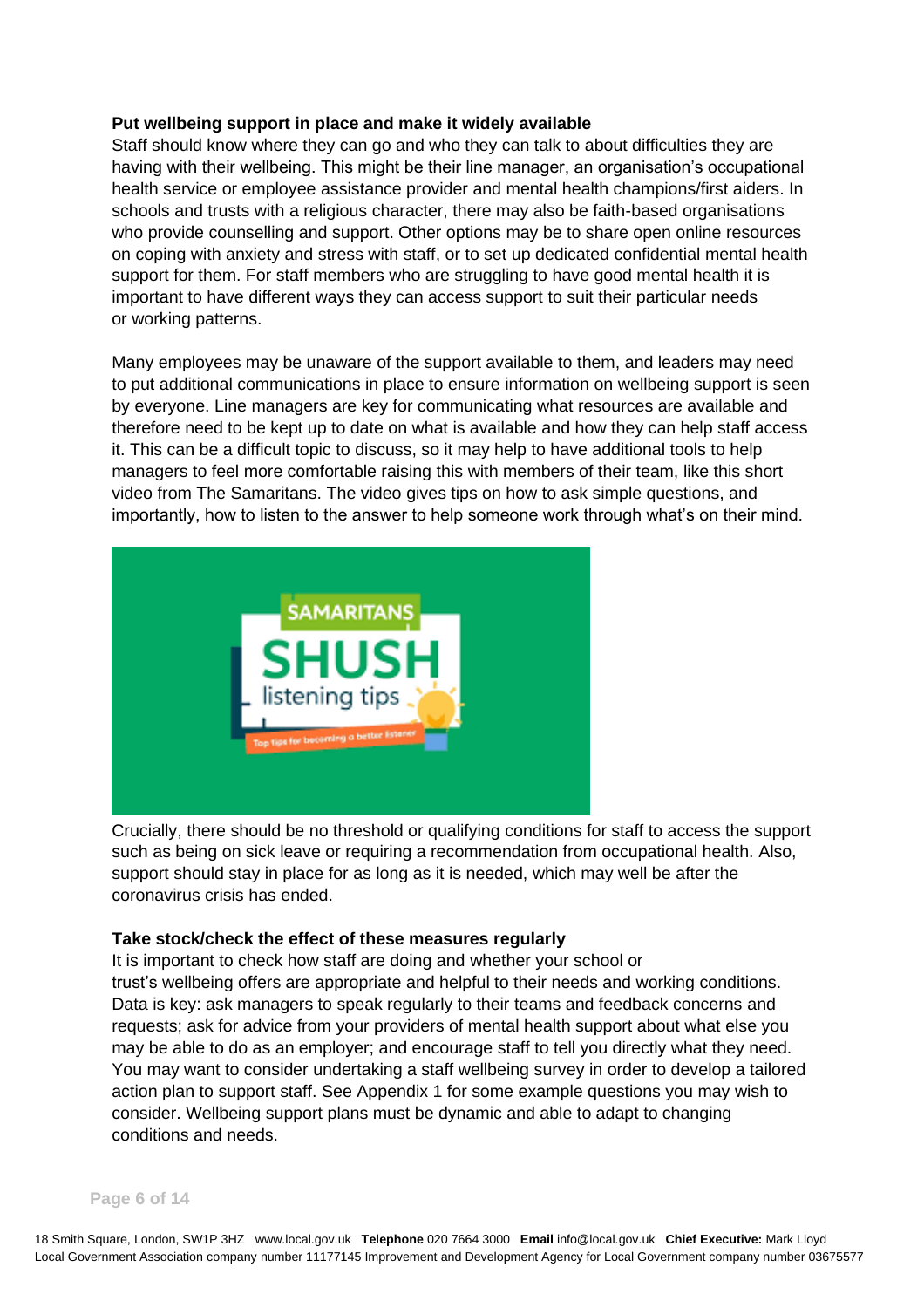**Put wellbeing support in place and make it widely available**

Staff should know where they can go and who they can talk to about difficulties they are having with their wellbeing. This might be their line manager, an organisation's occupational health service or employee assistance provider and mental health champions/first aiders. In schools and trusts with a religious character, there may also be faith-based organisations who provide counselling and support. Other options may be to share open online resources on coping with anxiety and stress with staff, or to set up dedicated confidential mental health support for them. For staff members who are struggling to have good mental health it is important to have different ways they can access support to suit their particular needs or working patterns.

Many employees may be unaware of the support available to them, and leaders may need to put additional communications in place to ensure information on wellbeing support is seen by everyone. Line managers are key for communicating what resources are available and therefore need to be kept up to date on what is available and how they can help staff access it. This can be a difficult topic to discuss, so it may help to have additional tools to help managers to feel more comfortable raising this with members of their team, like this short video from The Samaritans. The video gives tips on how to ask simple questions, and importantly, how to listen to the answer to help someone work through what's on their mind.

Crucially, there should be no threshold or qualifying conditions for staff to access the support such as being on sick leave or requiring a recommendation from occupational health. Also, support should stay in place for as long as it is needed, which may well be after the coronavirus crisis has ended.

**Take stock/check the effect of these measures regularly**

It is important to check how staff are doing and whether your school or trust's wellbeing offers are appropriate and helpful to their needs and working conditions. Data is key: ask managers to speak regularly to their teams and feedback concerns and requests; ask for advice from your providers of mental health support about what else you may be able to do as an employer; and encourage staff to tell you directly what they need. You may want to consider undertaking a staff wellbeing survey in order to develop a tailored action plan to support staff. See Appendix 1 for some example questions you may wish to consider. Wellbeing support plans must be dynamic and able to adapt to changing conditions and needs.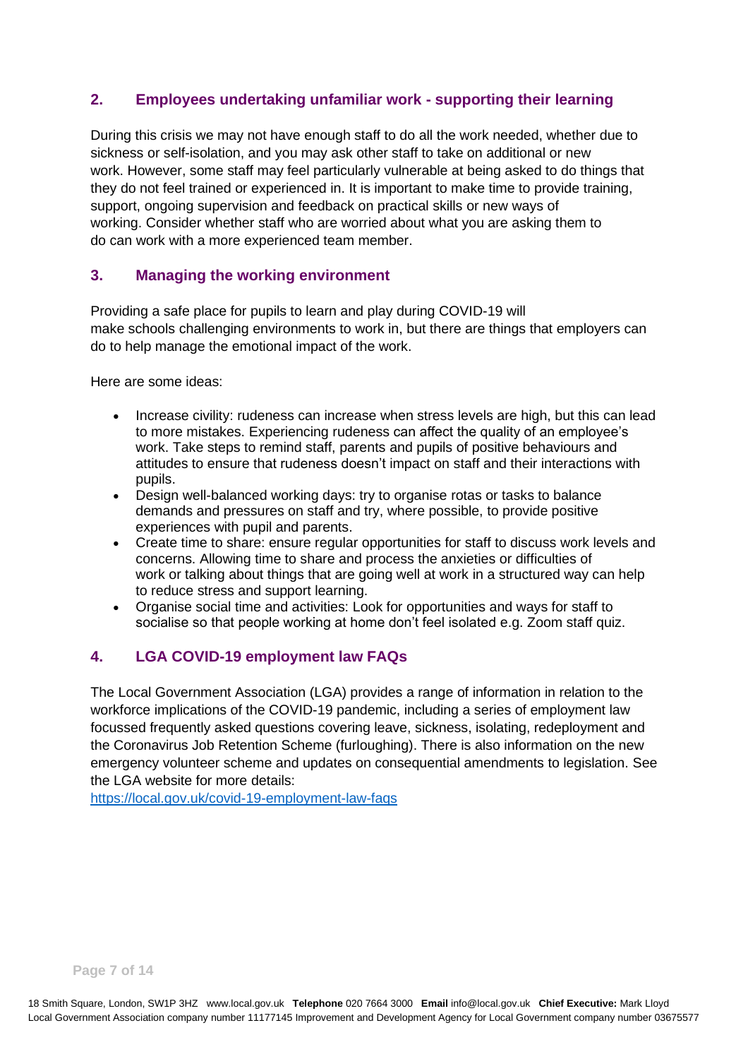## 2. Employees undertaking unfamiliar work - supporting their learning

During this crisis we may not have enough staff to do all the work needed, whether due to sickness or self-isolation, and you may ask other staff to take on additional or new work. However, some staff may feel particularly vulnerable at being asked to do things that they do not feel trained or experienced in. It is important to make time to provide training, support, ongoing supervision and feedback on practical skills or new ways of working. Consider whether staff who are worried about what you are asking them to do can work with a more experienced team member.

## 3. Managing the working environment

Providing a safe place for pupils to learn and play during COVID-19 will make schools challenging environments to work in, but there are things that employers can do to help manage the emotional impact of the work.

Here are some ideas:

- Increase civility: rudeness can increase when stress levels are high, but this can lead to more mistakes. Experiencing rudeness can affect the quality of an employee's work. Take steps to remind staff, parents and pupils of positive behaviours and attitudes to ensure that rudeness doesn't impact on staff and their interactions with pupils.
- Design well-balanced working days: try to organise rotas or tasks to balance demands and pressures on staff and try, where possible, to provide positive experiences with pupil and parents.
- Create time to share: ensure regular opportunities for staff to discuss work levels and concerns. Allowing time to share and process the anxieties or difficulties of work or talking about things that are going well at work in a structured way can help to reduce stress and support learning.
- Organise social time and activities: Look for opportunities and ways for staff to socialise so that people working at home don't feel isolated e.g. Zoom staff quiz.

## 4. LGA COVID-19 employment law FAQs

The Local Government Association (LGA) provides a range of information in relation to the workforce implications of the COVID-19 pandemic, including a series of employment law focussed frequently asked questions covering leave, sickness, isolating, redeployment and the Coronavirus Job Retention Scheme (furloughing). There is also information on the new emergency volunteer scheme and updates on consequential amendments to legislation. See the LGA website for more details:
https://local.gov.uk/covid-19-employment-law-faqs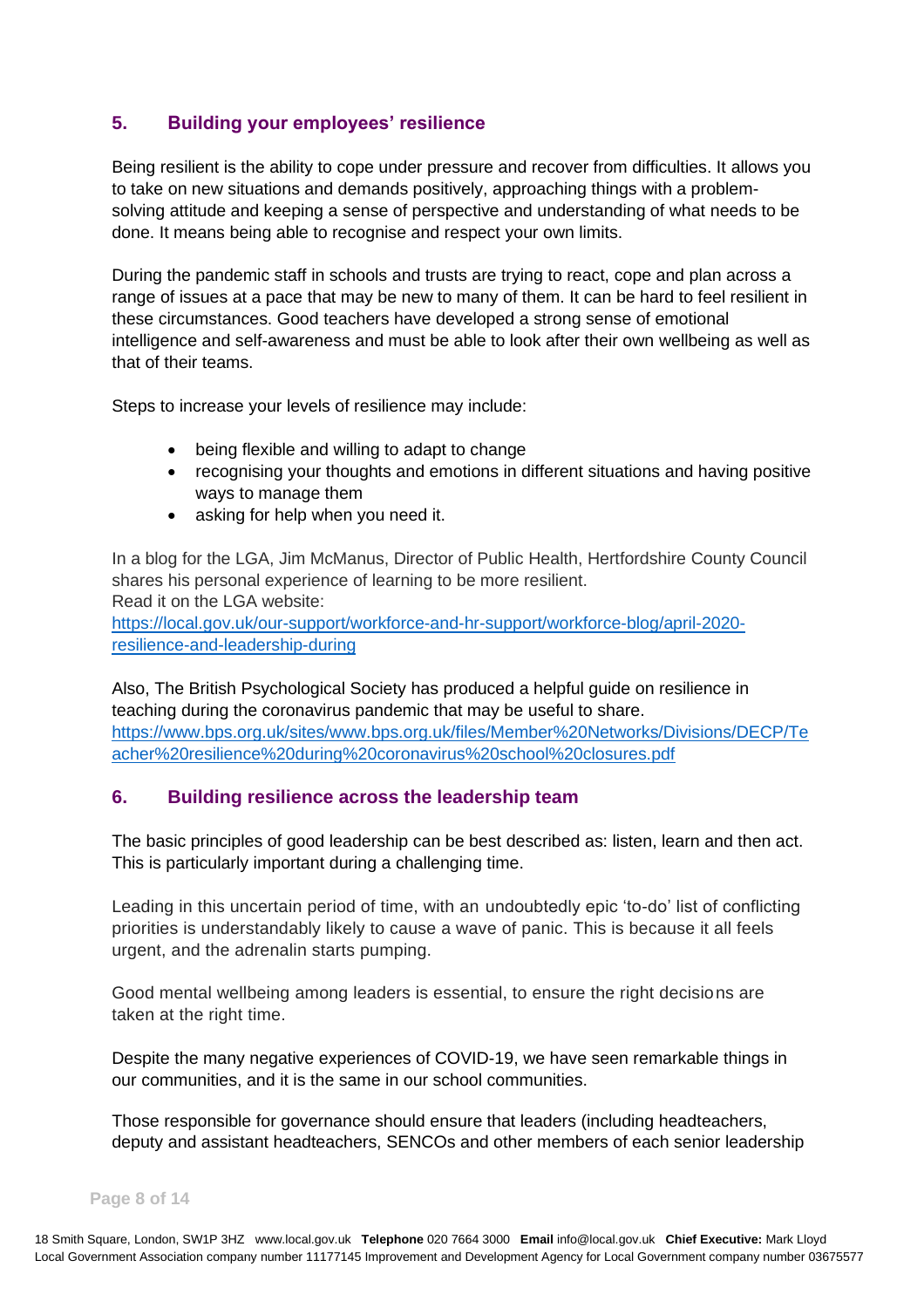## 5. Building your employees' resilience

Being resilient is the ability to cope under pressure and recover from difficulties. It allows you to take on new situations and demands positively, approaching things with a problem-solving attitude and keeping a sense of perspective and understanding of what needs to be done. It means being able to recognise and respect your own limits.

During the pandemic staff in schools and trusts are trying to react, cope and plan across a range of issues at a pace that may be new to many of them. It can be hard to feel resilient in these circumstances. Good teachers have developed a strong sense of emotional intelligence and self-awareness and must be able to look after their own wellbeing as well as that of their teams.

Steps to increase your levels of resilience may include:

- being flexible and willing to adapt to change
- recognising your thoughts and emotions in different situations and having positive ways to manage them
- asking for help when you need it.

In a blog for the LGA, Jim McManus, Director of Public Health, Hertfordshire County Council shares his personal experience of learning to be more resilient.
Read it on the LGA website:
[https://local.gov.uk/our-support/workforce-and-hr-support/workforce-blog/april-2020-resilience-and-leadership-during](https://local.gov.uk/our-support/workforce-and-hr-support/workforce-blog/april-2020-resilience-and-leadership-during)

Also, The British Psychological Society has produced a helpful guide on resilience in teaching during the coronavirus pandemic that may be useful to share.
[https://www.bps.org.uk/sites/www.bps.org.uk/files/Member%20Networks/Divisions/DECP/Teacher%20resilience%20during%20coronavirus%20school%20closures.pdf](https://www.bps.org.uk/sites/www.bps.org.uk/files/Member%20Networks/Divisions/DECP/Teacher%20resilience%20during%20coronavirus%20school%20closures.pdf)

## 6. Building resilience across the leadership team

The basic principles of good leadership can be best described as: listen, learn and then act. This is particularly important during a challenging time.

Leading in this uncertain period of time, with an undoubtedly epic 'to-do' list of conflicting priorities is understandably likely to cause a wave of panic. This is because it all feels urgent, and the adrenalin starts pumping.

Good mental wellbeing among leaders is essential, to ensure the right decisions are taken at the right time.

Despite the many negative experiences of COVID-19, we have seen remarkable things in our communities, and it is the same in our school communities.

Those responsible for governance should ensure that leaders (including headteachers, deputy and assistant headteachers, SENCOs and other members of each senior leadership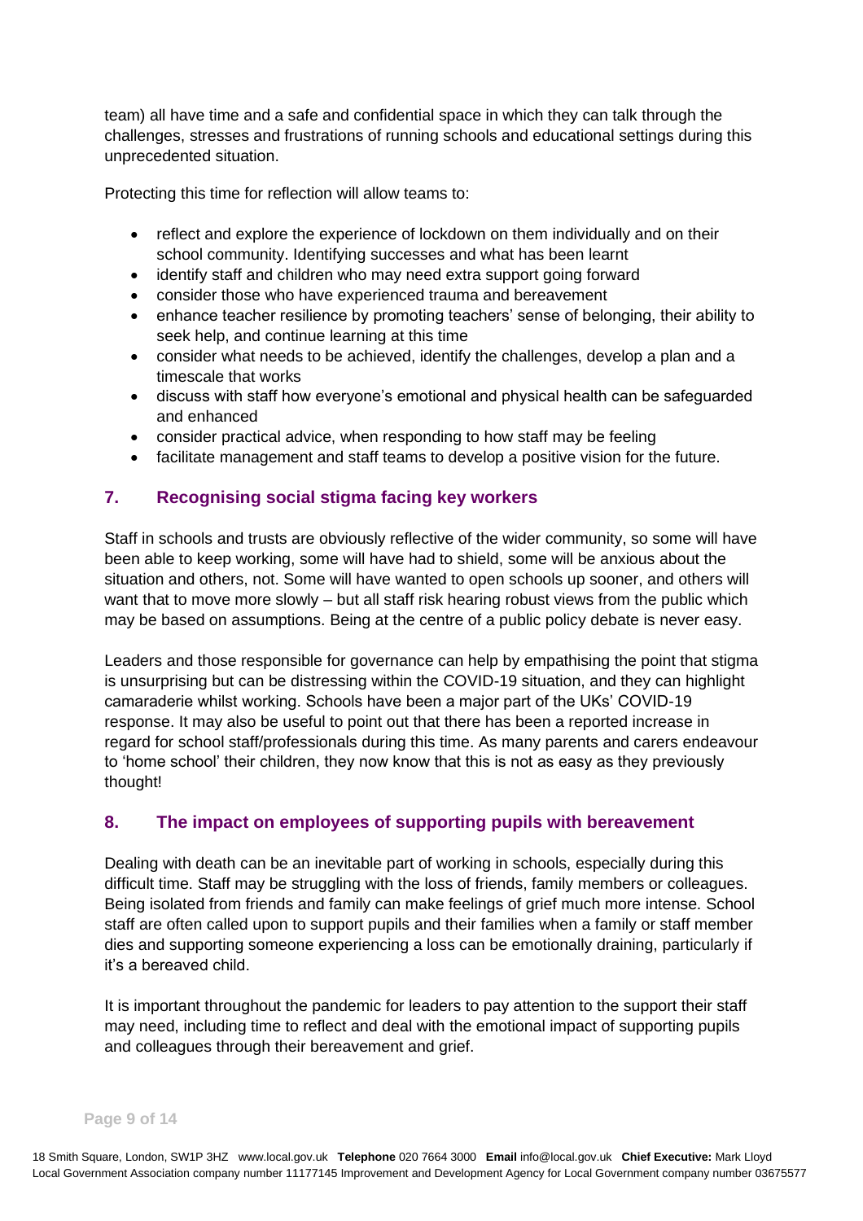team) all have time and a safe and confidential space in which they can talk through the challenges, stresses and frustrations of running schools and educational settings during this unprecedented situation.

Protecting this time for reflection will allow teams to:

- reflect and explore the experience of lockdown on them individually and on their school community. Identifying successes and what has been learnt
- identify staff and children who may need extra support going forward
- consider those who have experienced trauma and bereavement
- enhance teacher resilience by promoting teachers' sense of belonging, their ability to seek help, and continue learning at this time
- consider what needs to be achieved, identify the challenges, develop a plan and a timescale that works
- discuss with staff how everyone's emotional and physical health can be safeguarded and enhanced
- consider practical advice, when responding to how staff may be feeling
- facilitate management and staff teams to develop a positive vision for the future.

## 7. Recognising social stigma facing key workers

Staff in schools and trusts are obviously reflective of the wider community, so some will have been able to keep working, some will have had to shield, some will be anxious about the situation and others, not. Some will have wanted to open schools up sooner, and others will want that to move more slowly – but all staff risk hearing robust views from the public which may be based on assumptions. Being at the centre of a public policy debate is never easy.

Leaders and those responsible for governance can help by empathising the point that stigma is unsurprising but can be distressing within the COVID-19 situation, and they can highlight camaraderie whilst working. Schools have been a major part of the UKs' COVID-19 response. It may also be useful to point out that there has been a reported increase in regard for school staff/professionals during this time. As many parents and carers endeavour to 'home school' their children, they now know that this is not as easy as they previously thought!

## 8. The impact on employees of supporting pupils with bereavement

Dealing with death can be an inevitable part of working in schools, especially during this difficult time. Staff may be struggling with the loss of friends, family members or colleagues. Being isolated from friends and family can make feelings of grief much more intense. School staff are often called upon to support pupils and their families when a family or staff member dies and supporting someone experiencing a loss can be emotionally draining, particularly if it's a bereaved child.

It is important throughout the pandemic for leaders to pay attention to the support their staff may need, including time to reflect and deal with the emotional impact of supporting pupils and colleagues through their bereavement and grief.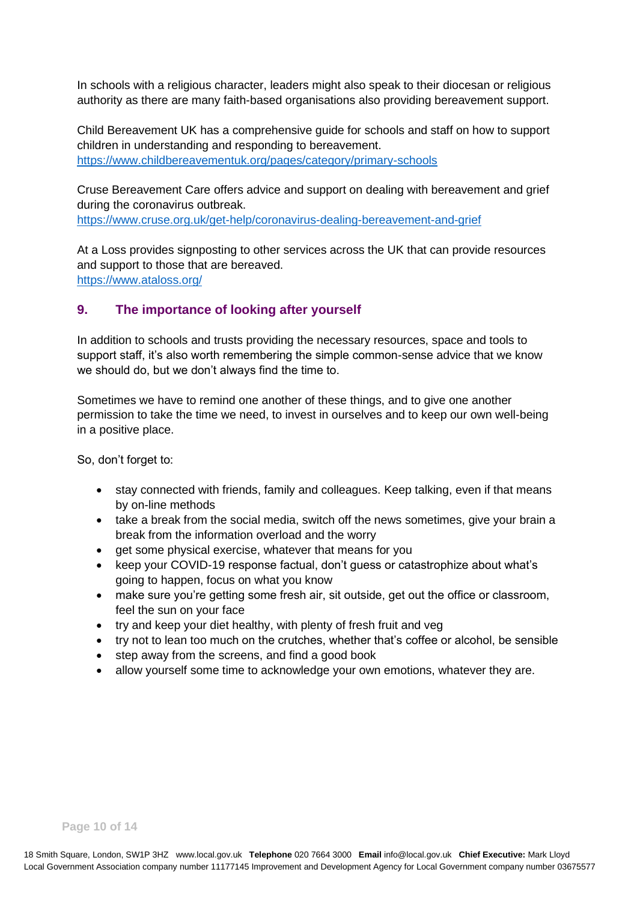In schools with a religious character, leaders might also speak to their diocesan or religious authority as there are many faith-based organisations also providing bereavement support.

Child Bereavement UK has a comprehensive guide for schools and staff on how to support children in understanding and responding to bereavement.
https://www.childbereavementuk.org/pages/category/primary-schools

Cruse Bereavement Care offers advice and support on dealing with bereavement and grief during the coronavirus outbreak.
https://www.cruse.org.uk/get-help/coronavirus-dealing-bereavement-and-grief

At a Loss provides signposting to other services across the UK that can provide resources and support to those that are bereaved.
https://www.ataloss.org/

## 9. The importance of looking after yourself

In addition to schools and trusts providing the necessary resources, space and tools to support staff, it's also worth remembering the simple common-sense advice that we know we should do, but we don't always find the time to.

Sometimes we have to remind one another of these things, and to give one another permission to take the time we need, to invest in ourselves and to keep our own well-being in a positive place.

So, don't forget to:

- stay connected with friends, family and colleagues. Keep talking, even if that means by on-line methods
- take a break from the social media, switch off the news sometimes, give your brain a break from the information overload and the worry
- get some physical exercise, whatever that means for you
- keep your COVID-19 response factual, don't guess or catastrophize about what's going to happen, focus on what you know
- make sure you're getting some fresh air, sit outside, get out the office or classroom, feel the sun on your face
- try and keep your diet healthy, with plenty of fresh fruit and veg
- try not to lean too much on the crutches, whether that's coffee or alcohol, be sensible
- step away from the screens, and find a good book
- allow yourself some time to acknowledge your own emotions, whatever they are.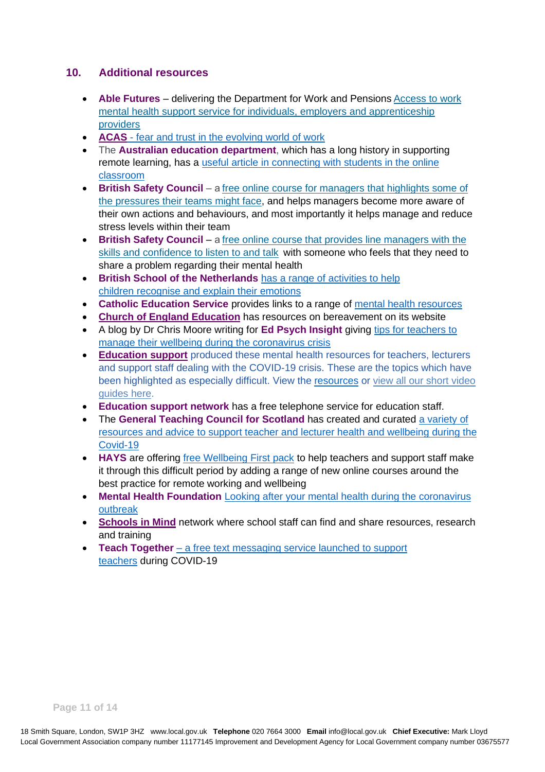## 10. Additional resources

- **Able Futures** – delivering the Department for Work and Pensions Access to work mental health support service for individuals, employers and apprenticeship providers
- **ACAS** - fear and trust in the evolving world of work
- The **Australian education department**, which has a long history in supporting remote learning, has a useful article in connecting with students in the online classroom
- **British Safety Council** – a free online course for managers that highlights some of the pressures their teams might face, and helps managers become more aware of their own actions and behaviours, and most importantly it helps manage and reduce stress levels within their team
- **British Safety Council** – a free online course that provides line managers with the skills and confidence to listen to and talk with someone who feels that they need to share a problem regarding their mental health
- **British School of the Netherlands** has a range of activities to help children recognise and explain their emotions
- **Catholic Education Service** provides links to a range of mental health resources
- **Church of England Education** has resources on bereavement on its website
- A blog by Dr Chris Moore writing for **Ed Psych Insight** giving tips for teachers to manage their wellbeing during the coronavirus crisis
- **Education support** produced these mental health resources for teachers, lecturers and support staff dealing with the COVID-19 crisis. These are the topics which have been highlighted as especially difficult. View the resources or view all our short video guides here.
- **Education support network** has a free telephone service for education staff.
- The **General Teaching Council for Scotland** has created and curated a variety of resources and advice to support teacher and lecturer health and wellbeing during the Covid-19
- **HAYS** are offering free Wellbeing First pack to help teachers and support staff make it through this difficult period by adding a range of new online courses around the best practice for remote working and wellbeing
- **Mental Health Foundation** Looking after your mental health during the coronavirus outbreak
- **Schools in Mind** network where school staff can find and share resources, research and training
- **Teach Together** – a free text messaging service launched to support teachers during COVID-19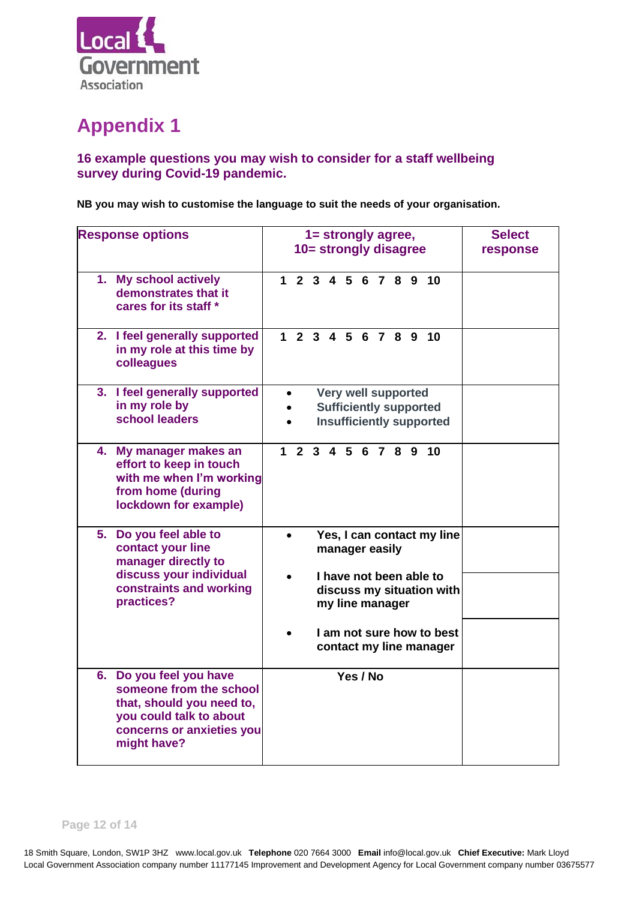# Appendix 1

### 16 example questions you may wish to consider for a staff wellbeing survey during Covid-19 pandemic.

**NB you may wish to customise the language to suit the needs of your organisation.**

| Response options | 1= strongly agree, 10= strongly disagree | Select response |
|---|---|---|
| 1. My school actively demonstrates that it cares for its staff * | 1 2 3 4 5 6 7 8 9 10 | |
| 2. I feel generally supported in my role at this time by colleagues | 1 2 3 4 5 6 7 8 9 10 | |
| 3. I feel generally supported in my role by school leaders | • Very well supported<br>• Sufficiently supported<br>• Insufficiently supported | |
| 4. My manager makes an effort to keep in touch with me when I'm working from home (during lockdown for example) | 1 2 3 4 5 6 7 8 9 10 | |
| 5. Do you feel able to contact your line manager directly to discuss your individual constraints and working practices? | • Yes, I can contact my line manager easily | |
| | • I have not been able to discuss my situation with my line manager | |
| | • I am not sure how to best contact my line manager | |
| 6. Do you feel you have someone from the school that, should you need to, you could talk to about concerns or anxieties you might have? | Yes / No | |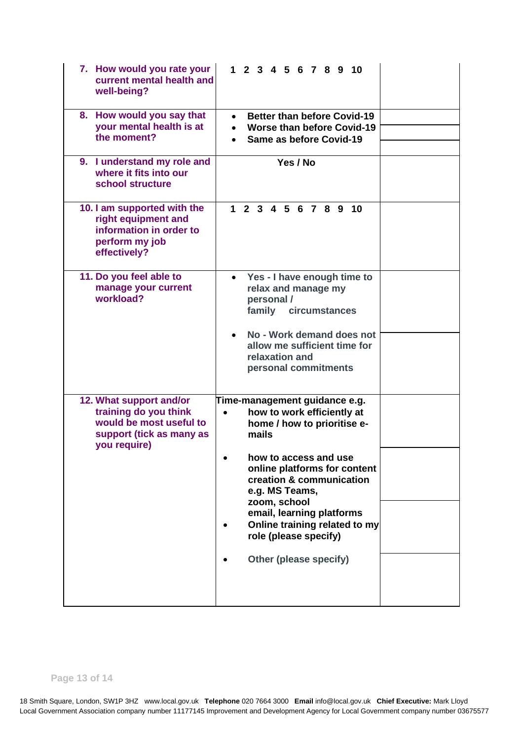| | | |
|---|---|---|
| 7. How would you rate your current mental health and well-being? | 1 2 3 4 5 6 7 8 9 10 | |
| 8. How would you say that your mental health is at the moment? | • Better than before Covid-19<br>• Worse than before Covid-19<br>• Same as before Covid-19 | |
| 9. I understand my role and where it fits into our school structure | Yes / No | |
| 10. I am supported with the right equipment and information in order to perform my job effectively? | 1 2 3 4 5 6 7 8 9 10 | |
| 11. Do you feel able to manage your current workload? | • Yes - I have enough time to relax and manage my personal / family circumstances<br>• No - Work demand does not allow me sufficient time for relaxation and personal commitments | |
| 12. What support and/or training do you think would be most useful to support (tick as many as you require) | Time-management guidance e.g.<br>• how to work efficiently at home / how to prioritise e-mails<br>• how to access and use online platforms for content creation & communication e.g. MS Teams, zoom, school email, learning platforms<br>• Online training related to my role (please specify)<br>• Other (please specify) | |

18 Smith Square, London, SW1P 3HZ www.local.gov.uk **Telephone** 020 7664 3000 **Email** info@local.gov.uk **Chief Executive:** Mark Lloyd
Local Government Association company number 11177145 Improvement and Development Agency for Local Government company number 03675577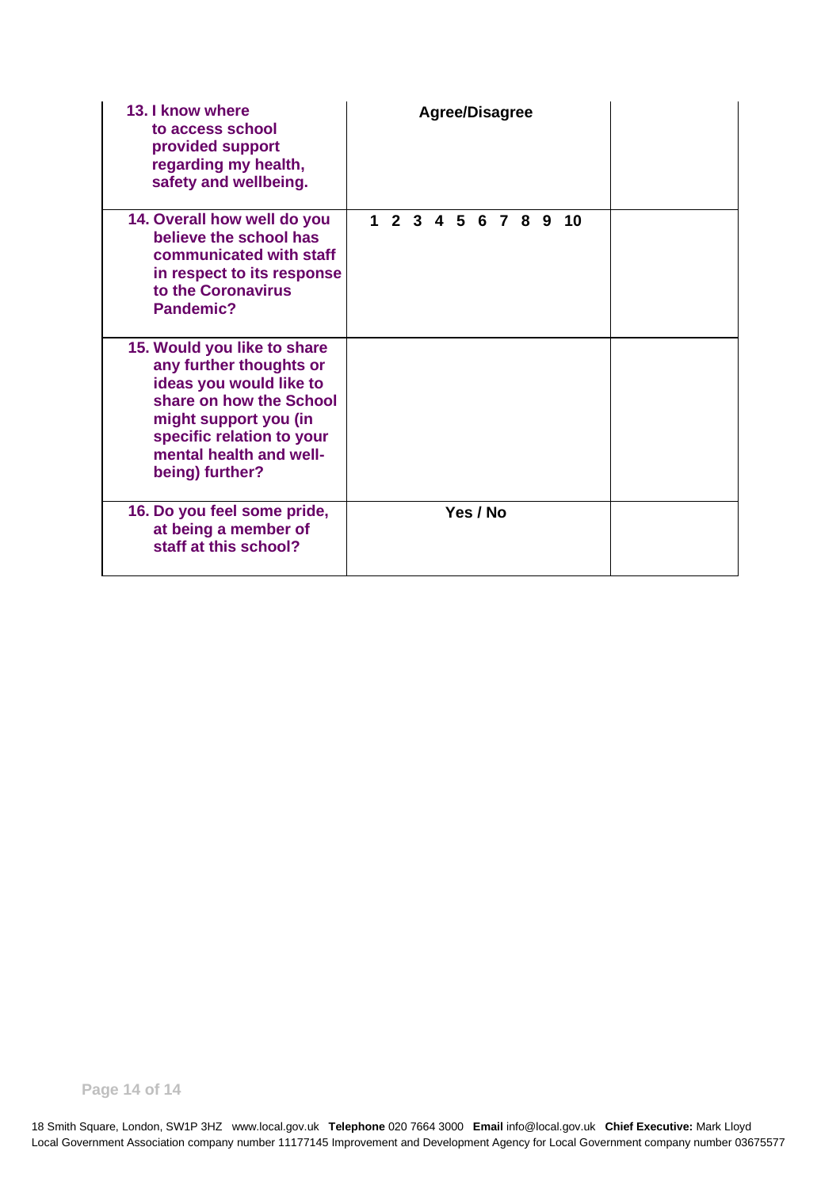| | | |
|---|---|---|
| 13. I know where to access school provided support regarding my health, safety and wellbeing. | Agree/Disagree | |
| 14. Overall how well do you believe the school has communicated with staff in respect to its response to the Coronavirus Pandemic? | 1 2 3 4 5 6 7 8 9 10 | |
| 15. Would you like to share any further thoughts or ideas you would like to share on how the School might support you (in specific relation to your mental health and well-being) further? | | |
| 16. Do you feel some pride, at being a member of staff at this school? | Yes / No | |

18 Smith Square, London, SW1P 3HZ www.local.gov.uk **Telephone** 020 7664 3000 **Email** info@local.gov.uk **Chief Executive:** Mark Lloyd
Local Government Association company number 11177145 Improvement and Development Agency for Local Government company number 03675577